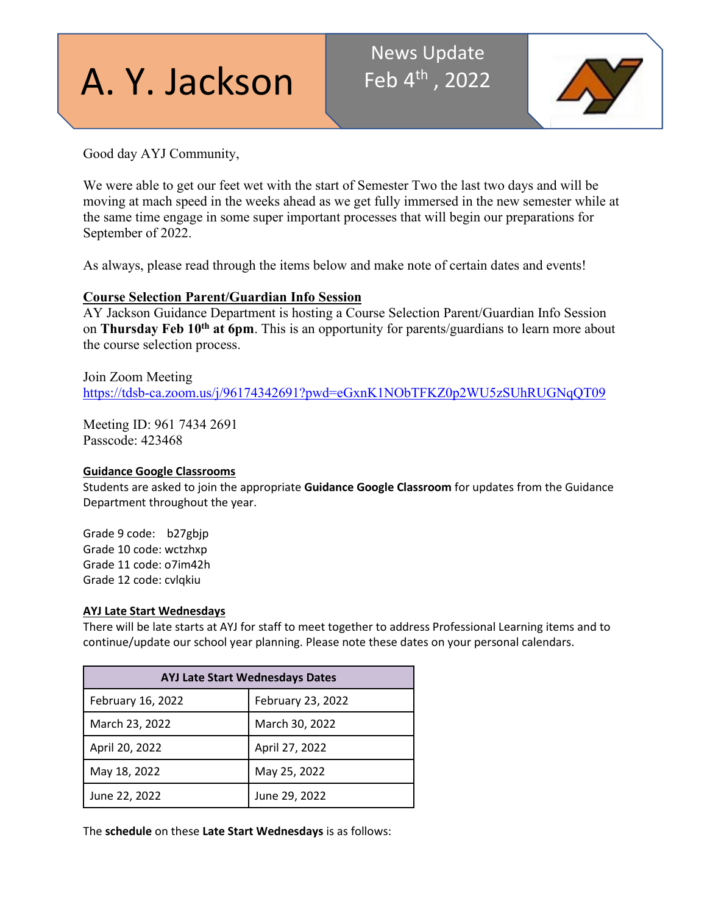# A. Y. Jackson

News Update
Feb 4th, 2022

Good day AYJ Community,

We were able to get our feet wet with the start of Semester Two the last two days and will be moving at mach speed in the weeks ahead as we get fully immersed in the new semester while at the same time engage in some super important processes that will begin our preparations for September of 2022.

As always, please read through the items below and make note of certain dates and events!

## Course Selection Parent/Guardian Info Session

AY Jackson Guidance Department is hosting a Course Selection Parent/Guardian Info Session on **Thursday Feb 10th at 6pm**. This is an opportunity for parents/guardians to learn more about the course selection process.

Join Zoom Meeting
https://tdsb-ca.zoom.us/j/96174342691?pwd=eGxnK1NObTFKZ0p2WU5zSUhRUGNqQT09

Meeting ID: 961 7434 2691
Passcode: 423468

## Guidance Google Classrooms

Students are asked to join the appropriate **Guidance Google Classroom** for updates from the Guidance Department throughout the year.

Grade 9 code: b27gbjp
Grade 10 code: wctzhxp
Grade 11 code: o7im42h
Grade 12 code: cvlqkiu

## AYJ Late Start Wednesdays

There will be late starts at AYJ for staff to meet together to address Professional Learning items and to continue/update our school year planning. Please note these dates on your personal calendars.

| AYJ Late Start Wednesdays Dates | |
|---|---|
| February 16, 2022 | February 23, 2022 |
| March 23, 2022 | March 30, 2022 |
| April 20, 2022 | April 27, 2022 |
| May 18, 2022 | May 25, 2022 |
| June 22, 2022 | June 29, 2022 |

The **schedule** on these **Late Start Wednesdays** is as follows: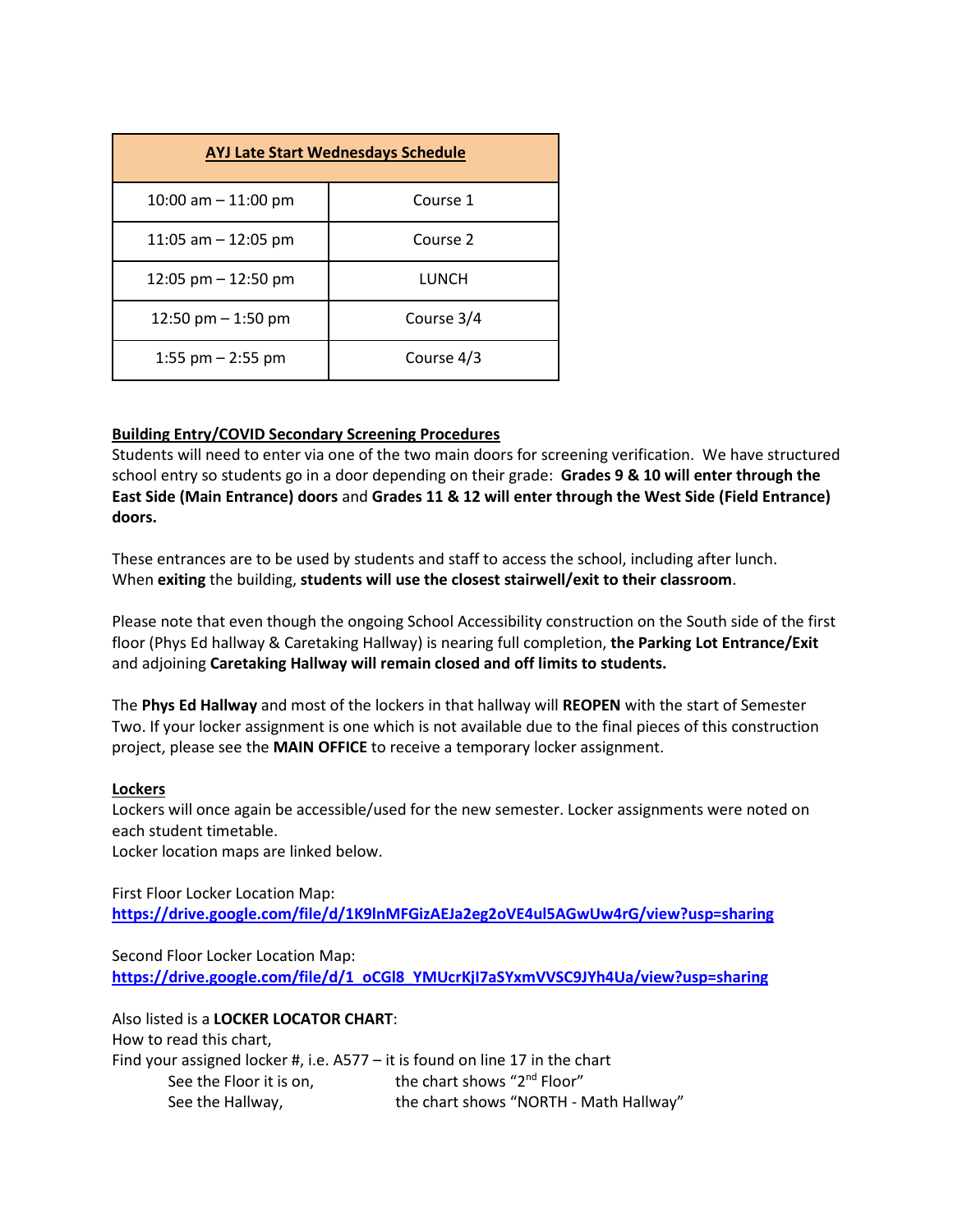| AYJ Late Start Wednesdays Schedule | |
|---|---|
| 10:00 am – 11:00 pm | Course 1 |
| 11:05 am – 12:05 pm | Course 2 |
| 12:05 pm – 12:50 pm | LUNCH |
| 12:50 pm – 1:50 pm | Course 3/4 |
| 1:55 pm – 2:55 pm | Course 4/3 |

**Building Entry/COVID Secondary Screening Procedures**

Students will need to enter via one of the two main doors for screening verification. We have structured school entry so students go in a door depending on their grade: **Grades 9 & 10 will enter through the East Side (Main Entrance) doors** and **Grades 11 & 12 will enter through the West Side (Field Entrance) doors.**

These entrances are to be used by students and staff to access the school, including after lunch. When **exiting** the building, **students will use the closest stairwell/exit to their classroom**.

Please note that even though the ongoing School Accessibility construction on the South side of the first floor (Phys Ed hallway & Caretaking Hallway) is nearing full completion, **the Parking Lot Entrance/Exit** and adjoining **Caretaking Hallway will remain closed and off limits to students.**

The **Phys Ed Hallway** and most of the lockers in that hallway will **REOPEN** with the start of Semester Two. If your locker assignment is one which is not available due to the final pieces of this construction project, please see the **MAIN OFFICE** to receive a temporary locker assignment.

**Lockers**

Lockers will once again be accessible/used for the new semester. Locker assignments were noted on each student timetable.
Locker location maps are linked below.

First Floor Locker Location Map:
**https://drive.google.com/file/d/1K9lnMFGizAEJa2eg2oVE4ul5AGwUw4rG/view?usp=sharing**

Second Floor Locker Location Map:
**https://drive.google.com/file/d/1_oCGl8_YMUcrKjI7aSYxmVVSC9JYh4Ua/view?usp=sharing**

Also listed is a **LOCKER LOCATOR CHART**:
How to read this chart,
Find your assigned locker #, i.e. A577 – it is found on line 17 in the chart

- See the Floor it is on, the chart shows "2nd Floor"
- See the Hallway, the chart shows "NORTH - Math Hallway"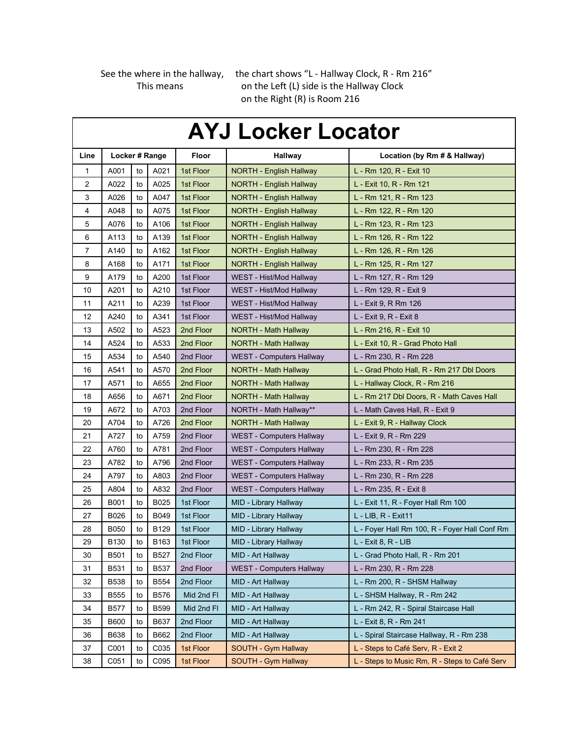See the where in the hallway, the chart shows "L - Hallway Clock, R - Rm 216"
This means on the Left (L) side is the Hallway Clock
on the Right (R) is Room 216

# AYJ Locker Locator

| Line | Locker # Range | | | Floor | Hallway | Location (by Rm # & Hallway) |
|---|---|---|---|---|---|---|
| 1 | A001 | to | A021 | 1st Floor | NORTH - English Hallway | L - Rm 120, R - Exit 10 |
| 2 | A022 | to | A025 | 1st Floor | NORTH - English Hallway | L - Exit 10, R - Rm 121 |
| 3 | A026 | to | A047 | 1st Floor | NORTH - English Hallway | L - Rm 121, R - Rm 123 |
| 4 | A048 | to | A075 | 1st Floor | NORTH - English Hallway | L - Rm 122, R - Rm 120 |
| 5 | A076 | to | A106 | 1st Floor | NORTH - English Hallway | L - Rm 123, R - Rm 123 |
| 6 | A113 | to | A139 | 1st Floor | NORTH - English Hallway | L - Rm 126, R - Rm 122 |
| 7 | A140 | to | A162 | 1st Floor | NORTH - English Hallway | L - Rm 126, R - Rm 126 |
| 8 | A168 | to | A171 | 1st Floor | NORTH - English Hallway | L - Rm 125, R - Rm 127 |
| 9 | A179 | to | A200 | 1st Floor | WEST - Hist/Mod Hallway | L - Rm 127, R - Rm 129 |
| 10 | A201 | to | A210 | 1st Floor | WEST - Hist/Mod Hallway | L - Rm 129, R - Exit 9 |
| 11 | A211 | to | A239 | 1st Floor | WEST - Hist/Mod Hallway | L - Exit 9, R Rm 126 |
| 12 | A240 | to | A341 | 1st Floor | WEST - Hist/Mod Hallway | L - Exit 9, R - Exit 8 |
| 13 | A502 | to | A523 | 2nd Floor | NORTH - Math Hallway | L - Rm 216, R - Exit 10 |
| 14 | A524 | to | A533 | 2nd Floor | NORTH - Math Hallway | L - Exit 10, R - Grad Photo Hall |
| 15 | A534 | to | A540 | 2nd Floor | WEST - Computers Hallway | L - Rm 230, R - Rm 228 |
| 16 | A541 | to | A570 | 2nd Floor | NORTH - Math Hallway | L - Grad Photo Hall, R - Rm 217 Dbl Doors |
| 17 | A571 | to | A655 | 2nd Floor | NORTH - Math Hallway | L - Hallway Clock, R - Rm 216 |
| 18 | A656 | to | A671 | 2nd Floor | NORTH - Math Hallway | L - Rm 217 Dbl Doors, R - Math Caves Hall |
| 19 | A672 | to | A703 | 2nd Floor | NORTH - Math Hallway** | L - Math Caves Hall, R - Exit 9 |
| 20 | A704 | to | A726 | 2nd Floor | NORTH - Math Hallway | L - Exit 9, R - Hallway Clock |
| 21 | A727 | to | A759 | 2nd Floor | WEST - Computers Hallway | L - Exit 9, R - Rm 229 |
| 22 | A760 | to | A781 | 2nd Floor | WEST - Computers Hallway | L - Rm 230, R - Rm 228 |
| 23 | A782 | to | A796 | 2nd Floor | WEST - Computers Hallway | L - Rm 233, R - Rm 235 |
| 24 | A797 | to | A803 | 2nd Floor | WEST - Computers Hallway | L - Rm 230, R - Rm 228 |
| 25 | A804 | to | A832 | 2nd Floor | WEST - Computers Hallway | L - Rm 235, R - Exit 8 |
| 26 | B001 | to | B025 | 1st Floor | MID - Library Hallway | L - Exit 11, R - Foyer Hall Rm 100 |
| 27 | B026 | to | B049 | 1st Floor | MID - Library Hallway | L - LIB, R - Exit11 |
| 28 | B050 | to | B129 | 1st Floor | MID - Library Hallway | L - Foyer Hall Rm 100, R - Foyer Hall Conf Rm |
| 29 | B130 | to | B163 | 1st Floor | MID - Library Hallway | L - Exit 8, R - LIB |
| 30 | B501 | to | B527 | 2nd Floor | MID - Art Hallway | L - Grad Photo Hall, R - Rm 201 |
| 31 | B531 | to | B537 | 2nd Floor | WEST - Computers Hallway | L - Rm 230, R - Rm 228 |
| 32 | B538 | to | B554 | 2nd Floor | MID - Art Hallway | L - Rm 200, R - SHSM Hallway |
| 33 | B555 | to | B576 | Mid 2nd Fl | MID - Art Hallway | L - SHSM Hallway, R - Rm 242 |
| 34 | B577 | to | B599 | Mid 2nd Fl | MID - Art Hallway | L - Rm 242, R - Spiral Staircase Hall |
| 35 | B600 | to | B637 | 2nd Floor | MID - Art Hallway | L - Exit 8, R - Rm 241 |
| 36 | B638 | to | B662 | 2nd Floor | MID - Art Hallway | L - Spiral Staircase Hallway, R - Rm 238 |
| 37 | C001 | to | C035 | 1st Floor | SOUTH - Gym Hallway | L - Steps to Café Serv, R - Exit 2 |
| 38 | C051 | to | C095 | 1st Floor | SOUTH - Gym Hallway | L - Steps to Music Rm, R - Steps to Café Serv |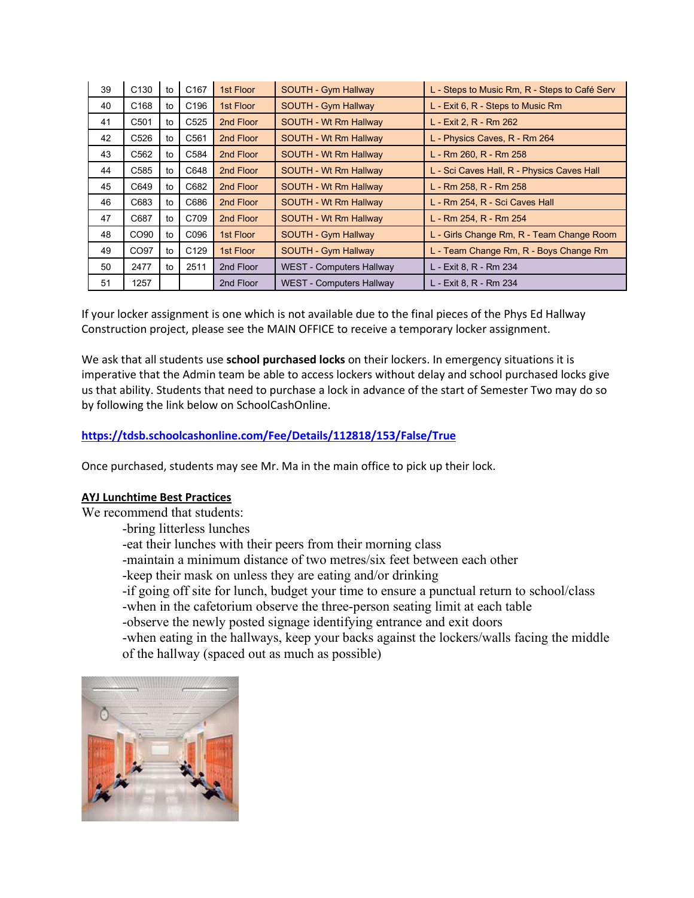| 39 | C130 | to | C167 | 1st Floor | SOUTH - Gym Hallway | L - Steps to Music Rm, R - Steps to Café Serv |
|---|---|---|---|---|---|---|
| 40 | C168 | to | C196 | 1st Floor | SOUTH - Gym Hallway | L - Exit 6, R - Steps to Music Rm |
| 41 | C501 | to | C525 | 2nd Floor | SOUTH - Wt Rm Hallway | L - Exit 2, R - Rm 262 |
| 42 | C526 | to | C561 | 2nd Floor | SOUTH - Wt Rm Hallway | L - Physics Caves, R - Rm 264 |
| 43 | C562 | to | C584 | 2nd Floor | SOUTH - Wt Rm Hallway | L - Rm 260, R - Rm 258 |
| 44 | C585 | to | C648 | 2nd Floor | SOUTH - Wt Rm Hallway | L - Sci Caves Hall, R - Physics Caves Hall |
| 45 | C649 | to | C682 | 2nd Floor | SOUTH - Wt Rm Hallway | L - Rm 258, R - Rm 258 |
| 46 | C683 | to | C686 | 2nd Floor | SOUTH - Wt Rm Hallway | L - Rm 254, R - Sci Caves Hall |
| 47 | C687 | to | C709 | 2nd Floor | SOUTH - Wt Rm Hallway | L - Rm 254, R - Rm 254 |
| 48 | CO90 | to | C096 | 1st Floor | SOUTH - Gym Hallway | L - Girls Change Rm, R - Team Change Room |
| 49 | CO97 | to | C129 | 1st Floor | SOUTH - Gym Hallway | L - Team Change Rm, R - Boys Change Rm |
| 50 | 2477 | to | 2511 | 2nd Floor | WEST - Computers Hallway | L - Exit 8, R - Rm 234 |
| 51 | 1257 | | | 2nd Floor | WEST - Computers Hallway | L - Exit 8, R - Rm 234 |

If your locker assignment is one which is not available due to the final pieces of the Phys Ed Hallway Construction project, please see the MAIN OFFICE to receive a temporary locker assignment.

We ask that all students use **school purchased locks** on their lockers. In emergency situations it is imperative that the Admin team be able to access lockers without delay and school purchased locks give us that ability. Students that need to purchase a lock in advance of the start of Semester Two may do so by following the link below on SchoolCashOnline.

https://tdsb.schoolcashonline.com/Fee/Details/112818/153/False/True

Once purchased, students may see Mr. Ma in the main office to pick up their lock.

**AYJ Lunchtime Best Practices**

We recommend that students:

- bring litterless lunches
- eat their lunches with their peers from their morning class
- maintain a minimum distance of two metres/six feet between each other
- keep their mask on unless they are eating and/or drinking
- if going off site for lunch, budget your time to ensure a punctual return to school/class
- when in the cafetorium observe the three-person seating limit at each table
- observe the newly posted signage identifying entrance and exit doors
- when eating in the hallways, keep your backs against the lockers/walls facing the middle of the hallway (spaced out as much as possible)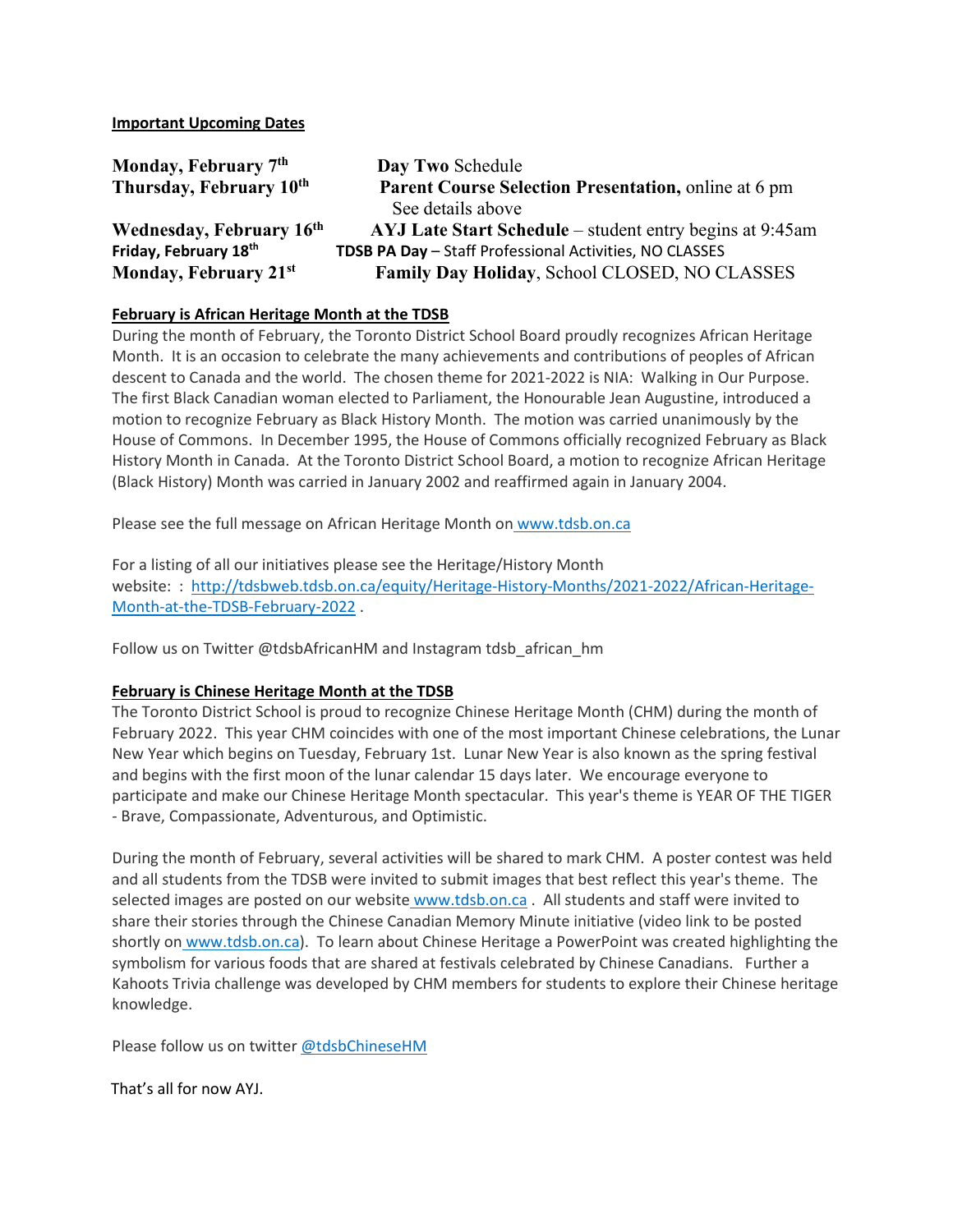**Important Upcoming Dates**

| | |
|---|---|
| **Monday, February 7th** | **Day Two** Schedule |
| **Thursday, February 10th** | **Parent Course Selection Presentation,** online at 6 pm<br>See details above |
| **Wednesday, February 16th** | **AYJ Late Start Schedule** – student entry begins at 9:45am |
| **Friday, February 18th** | **TDSB PA Day** – Staff Professional Activities, NO CLASSES |
| **Monday, February 21st** | **Family Day Holiday**, School CLOSED, NO CLASSES |

**February is African Heritage Month at the TDSB**

During the month of February, the Toronto District School Board proudly recognizes African Heritage Month. It is an occasion to celebrate the many achievements and contributions of peoples of African descent to Canada and the world. The chosen theme for 2021-2022 is NIA: Walking in Our Purpose. The first Black Canadian woman elected to Parliament, the Honourable Jean Augustine, introduced a motion to recognize February as Black History Month. The motion was carried unanimously by the House of Commons. In December 1995, the House of Commons officially recognized February as Black History Month in Canada. At the Toronto District School Board, a motion to recognize African Heritage (Black History) Month was carried in January 2002 and reaffirmed again in January 2004.

Please see the full message on African Heritage Month on www.tdsb.on.ca

For a listing of all our initiatives please see the Heritage/History Month website: : http://tdsbweb.tdsb.on.ca/equity/Heritage-History-Months/2021-2022/African-Heritage-Month-at-the-TDSB-February-2022 .

Follow us on Twitter @tdsbAfricanHM and Instagram tdsb_african_hm

**February is Chinese Heritage Month at the TDSB**

The Toronto District School is proud to recognize Chinese Heritage Month (CHM) during the month of February 2022. This year CHM coincides with one of the most important Chinese celebrations, the Lunar New Year which begins on Tuesday, February 1st. Lunar New Year is also known as the spring festival and begins with the first moon of the lunar calendar 15 days later. We encourage everyone to participate and make our Chinese Heritage Month spectacular. This year's theme is YEAR OF THE TIGER - Brave, Compassionate, Adventurous, and Optimistic.

During the month of February, several activities will be shared to mark CHM. A poster contest was held and all students from the TDSB were invited to submit images that best reflect this year's theme. The selected images are posted on our website www.tdsb.on.ca . All students and staff were invited to share their stories through the Chinese Canadian Memory Minute initiative (video link to be posted shortly on www.tdsb.on.ca). To learn about Chinese Heritage a PowerPoint was created highlighting the symbolism for various foods that are shared at festivals celebrated by Chinese Canadians. Further a Kahoots Trivia challenge was developed by CHM members for students to explore their Chinese heritage knowledge.

Please follow us on twitter @tdsbChineseHM

That's all for now AYJ.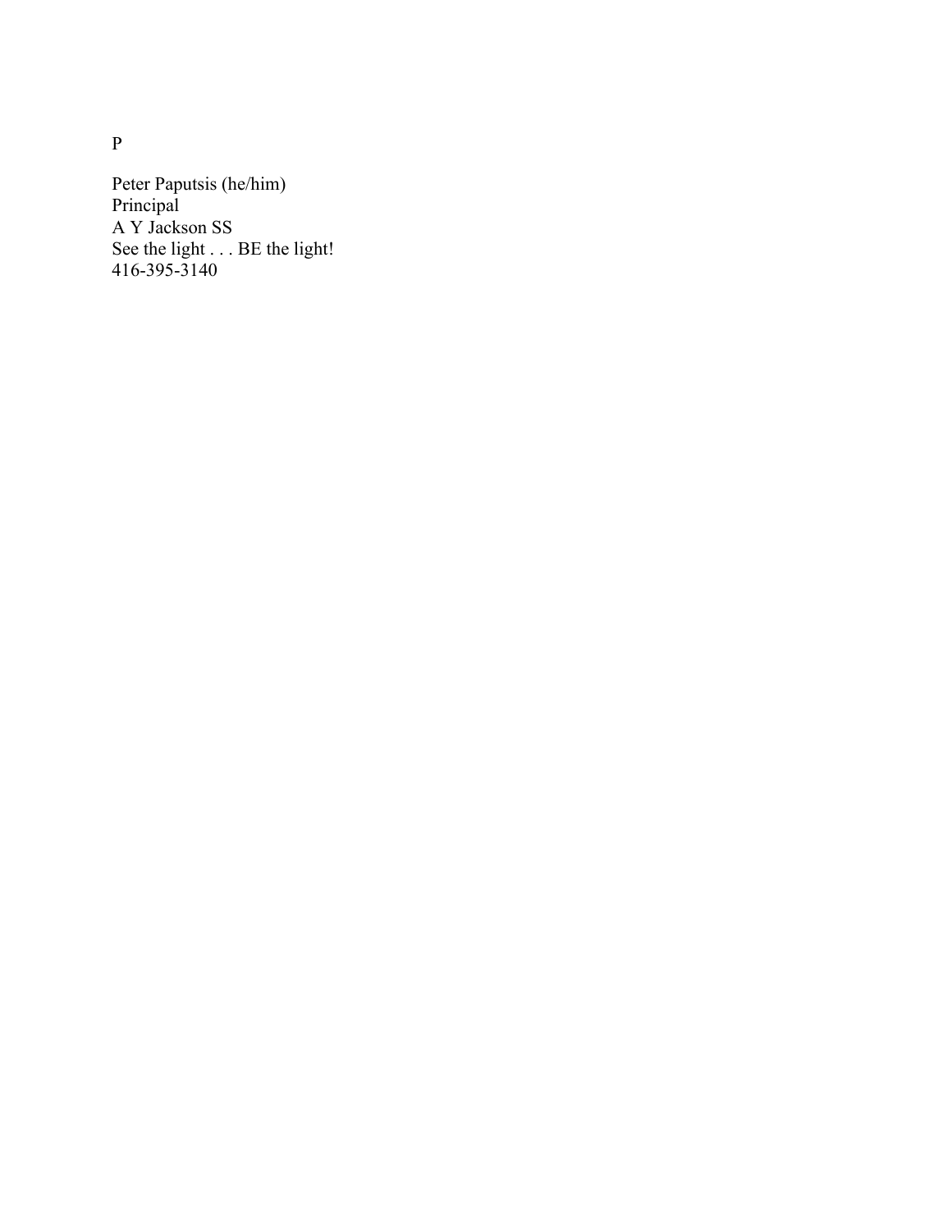P

Peter Paputsis (he/him)  
Principal  
A Y Jackson SS  
See the light . . . BE the light!  
416-395-3140